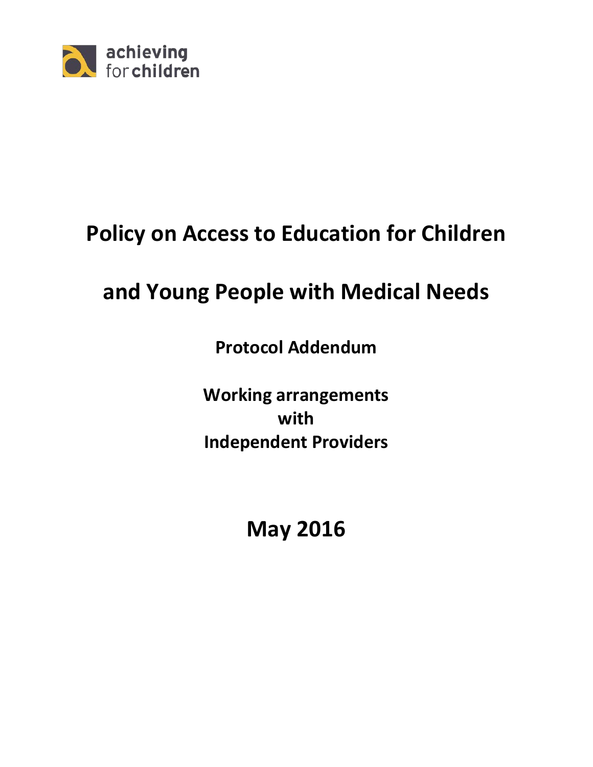achieving for children

# Policy on Access to Education for Children and Young People with Medical Needs

## Protocol Addendum

### Working arrangements with Independent Providers

## May 2016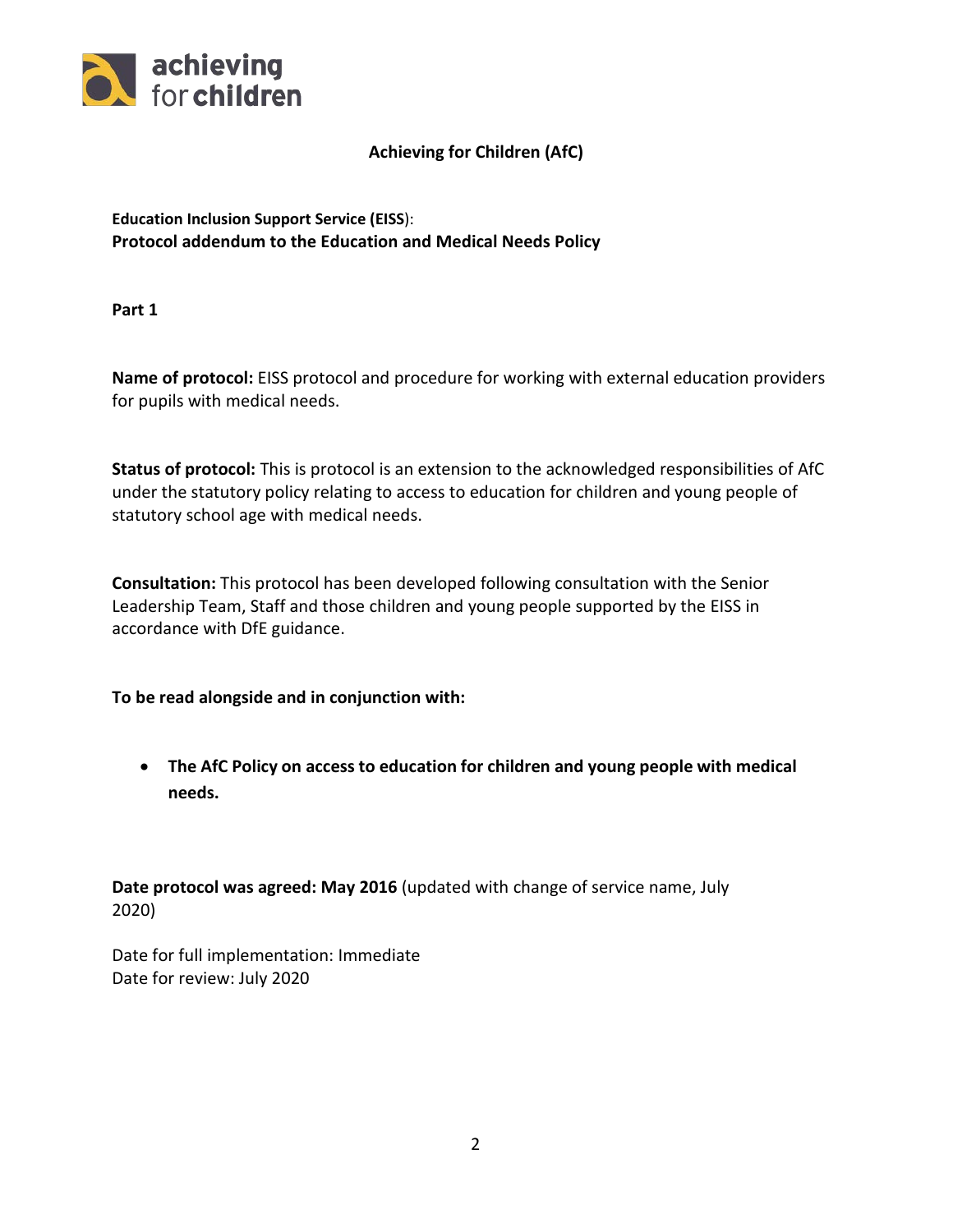achieving for children

# Achieving for Children (AfC)

**Education Inclusion Support Service (EISS)**:
**Protocol addendum to the Education and Medical Needs Policy**

**Part 1**

**Name of protocol:** EISS protocol and procedure for working with external education providers for pupils with medical needs.

**Status of protocol:** This is protocol is an extension to the acknowledged responsibilities of AfC under the statutory policy relating to access to education for children and young people of statutory school age with medical needs.

**Consultation:** This protocol has been developed following consultation with the Senior Leadership Team, Staff and those children and young people supported by the EISS in accordance with DfE guidance.

**To be read alongside and in conjunction with:**

- **The AfC Policy on access to education for children and young people with medical needs.**

**Date protocol was agreed: May 2016** (updated with change of service name, July 2020)

Date for full implementation: Immediate
Date for review: July 2020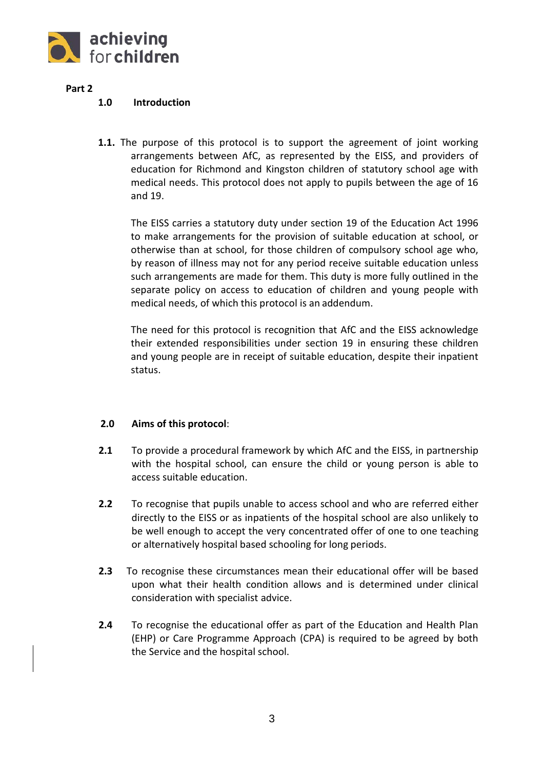**Part 2**

## 1.0 Introduction

**1.1.** The purpose of this protocol is to support the agreement of joint working arrangements between AfC, as represented by the EISS, and providers of education for Richmond and Kingston children of statutory school age with medical needs. This protocol does not apply to pupils between the age of 16 and 19.

The EISS carries a statutory duty under section 19 of the Education Act 1996 to make arrangements for the provision of suitable education at school, or otherwise than at school, for those children of compulsory school age who, by reason of illness may not for any period receive suitable education unless such arrangements are made for them. This duty is more fully outlined in the separate policy on access to education of children and young people with medical needs, of which this protocol is an addendum.

The need for this protocol is recognition that AfC and the EISS acknowledge their extended responsibilities under section 19 in ensuring these children and young people are in receipt of suitable education, despite their inpatient status.

## 2.0 Aims of this protocol:

**2.1** To provide a procedural framework by which AfC and the EISS, in partnership with the hospital school, can ensure the child or young person is able to access suitable education.

**2.2** To recognise that pupils unable to access school and who are referred either directly to the EISS or as inpatients of the hospital school are also unlikely to be well enough to accept the very concentrated offer of one to one teaching or alternatively hospital based schooling for long periods.

**2.3** To recognise these circumstances mean their educational offer will be based upon what their health condition allows and is determined under clinical consideration with specialist advice.

**2.4** To recognise the educational offer as part of the Education and Health Plan (EHP) or Care Programme Approach (CPA) is required to be agreed by both the Service and the hospital school.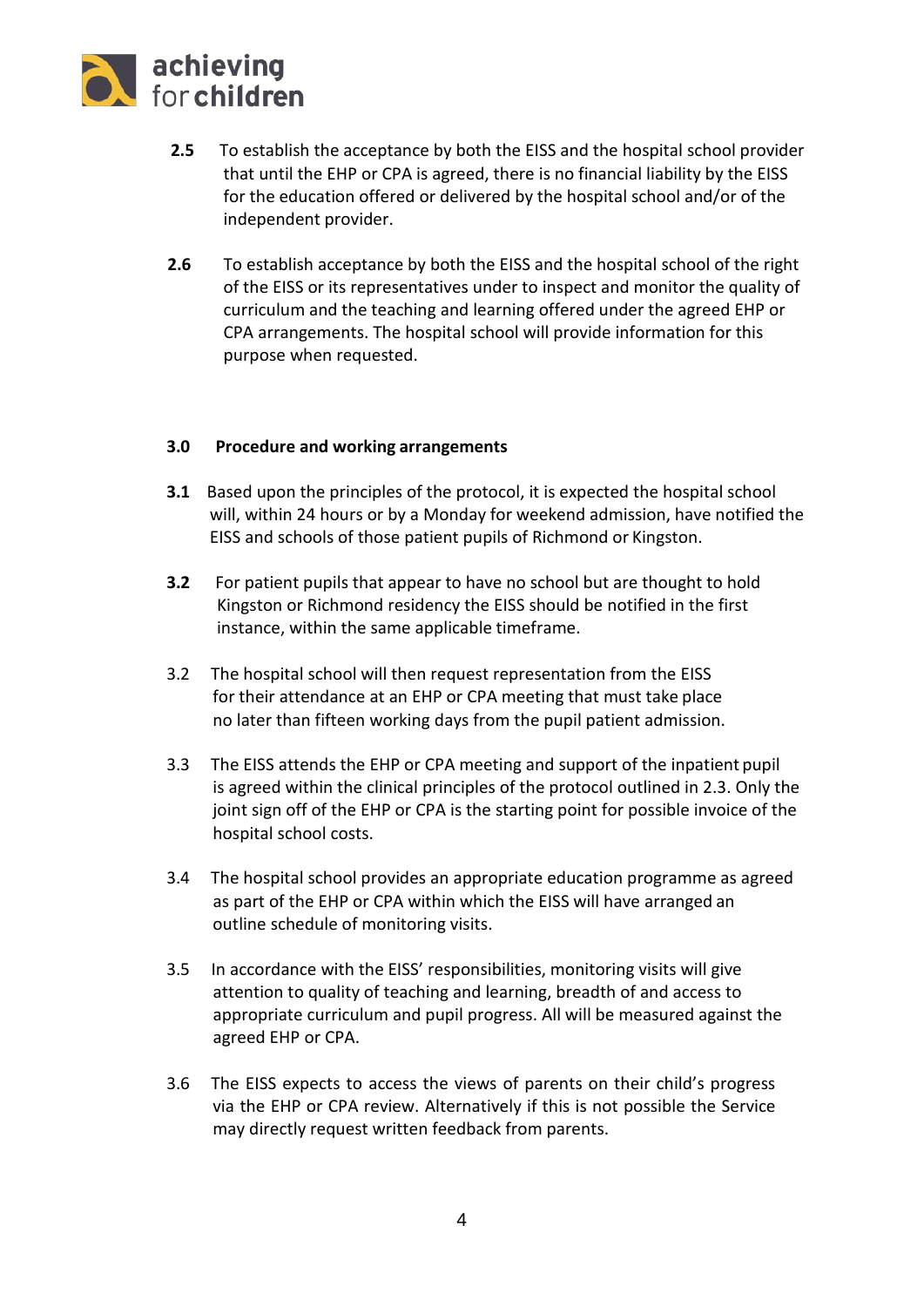**2.5** To establish the acceptance by both the EISS and the hospital school provider that until the EHP or CPA is agreed, there is no financial liability by the EISS for the education offered or delivered by the hospital school and/or of the independent provider.

**2.6** To establish acceptance by both the EISS and the hospital school of the right of the EISS or its representatives under to inspect and monitor the quality of curriculum and the teaching and learning offered under the agreed EHP or CPA arrangements. The hospital school will provide information for this purpose when requested.

## 3.0 Procedure and working arrangements

**3.1** Based upon the principles of the protocol, it is expected the hospital school will, within 24 hours or by a Monday for weekend admission, have notified the EISS and schools of those patient pupils of Richmond or Kingston.

**3.2** For patient pupils that appear to have no school but are thought to hold Kingston or Richmond residency the EISS should be notified in the first instance, within the same applicable timeframe.

3.2 The hospital school will then request representation from the EISS for their attendance at an EHP or CPA meeting that must take place no later than fifteen working days from the pupil patient admission.

3.3 The EISS attends the EHP or CPA meeting and support of the inpatient pupil is agreed within the clinical principles of the protocol outlined in 2.3. Only the joint sign off of the EHP or CPA is the starting point for possible invoice of the hospital school costs.

3.4 The hospital school provides an appropriate education programme as agreed as part of the EHP or CPA within which the EISS will have arranged an outline schedule of monitoring visits.

3.5 In accordance with the EISS' responsibilities, monitoring visits will give attention to quality of teaching and learning, breadth of and access to appropriate curriculum and pupil progress. All will be measured against the agreed EHP or CPA.

3.6 The EISS expects to access the views of parents on their child's progress via the EHP or CPA review. Alternatively if this is not possible the Service may directly request written feedback from parents.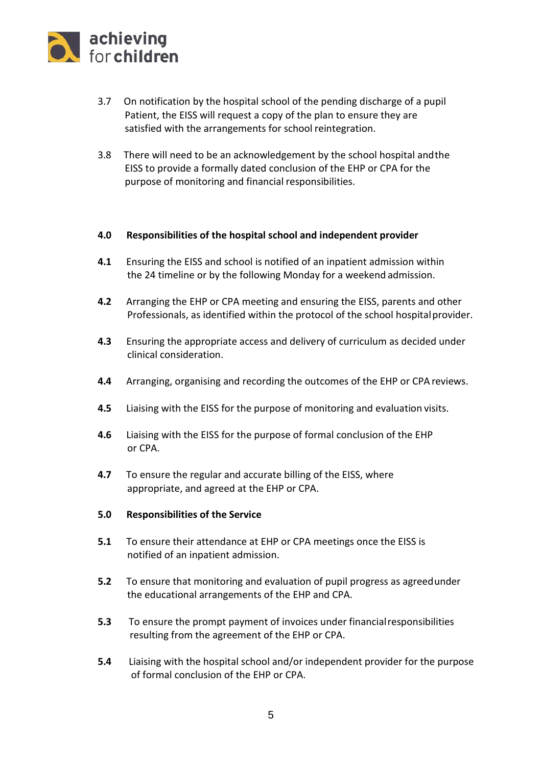3.7 On notification by the hospital school of the pending discharge of a pupil Patient, the EISS will request a copy of the plan to ensure they are satisfied with the arrangements for school reintegration.

3.8 There will need to be an acknowledgement by the school hospital and the EISS to provide a formally dated conclusion of the EHP or CPA for the purpose of monitoring and financial responsibilities.

**4.0 Responsibilities of the hospital school and independent provider**

**4.1** Ensuring the EISS and school is notified of an inpatient admission within the 24 timeline or by the following Monday for a weekend admission.

**4.2** Arranging the EHP or CPA meeting and ensuring the EISS, parents and other Professionals, as identified within the protocol of the school hospital provider.

**4.3** Ensuring the appropriate access and delivery of curriculum as decided under clinical consideration.

**4.4** Arranging, organising and recording the outcomes of the EHP or CPA reviews.

**4.5** Liaising with the EISS for the purpose of monitoring and evaluation visits.

**4.6** Liaising with the EISS for the purpose of formal conclusion of the EHP or CPA.

**4.7** To ensure the regular and accurate billing of the EISS, where appropriate, and agreed at the EHP or CPA.

**5.0 Responsibilities of the Service**

**5.1** To ensure their attendance at EHP or CPA meetings once the EISS is notified of an inpatient admission.

**5.2** To ensure that monitoring and evaluation of pupil progress as agreed under the educational arrangements of the EHP and CPA.

**5.3** To ensure the prompt payment of invoices under financial responsibilities resulting from the agreement of the EHP or CPA.

**5.4** Liaising with the hospital school and/or independent provider for the purpose of formal conclusion of the EHP or CPA.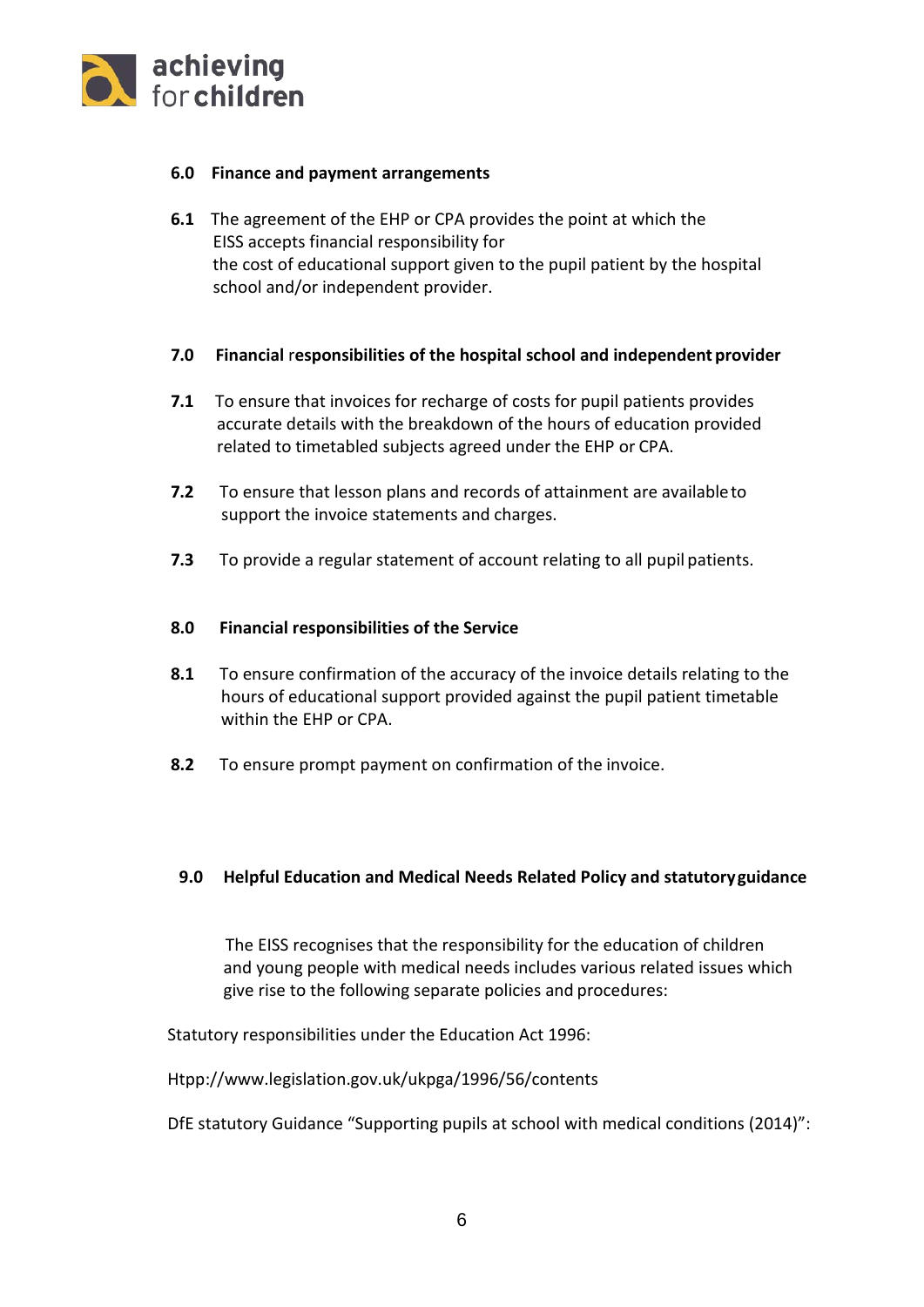## 6.0 Finance and payment arrangements

**6.1** The agreement of the EHP or CPA provides the point at which the EISS accepts financial responsibility for the cost of educational support given to the pupil patient by the hospital school and/or independent provider.

## 7.0 Financial responsibilities of the hospital school and independent provider

**7.1** To ensure that invoices for recharge of costs for pupil patients provides accurate details with the breakdown of the hours of education provided related to timetabled subjects agreed under the EHP or CPA.

**7.2** To ensure that lesson plans and records of attainment are available to support the invoice statements and charges.

**7.3** To provide a regular statement of account relating to all pupil patients.

## 8.0 Financial responsibilities of the Service

**8.1** To ensure confirmation of the accuracy of the invoice details relating to the hours of educational support provided against the pupil patient timetable within the EHP or CPA.

**8.2** To ensure prompt payment on confirmation of the invoice.

## 9.0 Helpful Education and Medical Needs Related Policy and statutory guidance

The EISS recognises that the responsibility for the education of children and young people with medical needs includes various related issues which give rise to the following separate policies and procedures:

Statutory responsibilities under the Education Act 1996:

Htpp://www.legislation.gov.uk/ukpga/1996/56/contents

DfE statutory Guidance "Supporting pupils at school with medical conditions (2014)":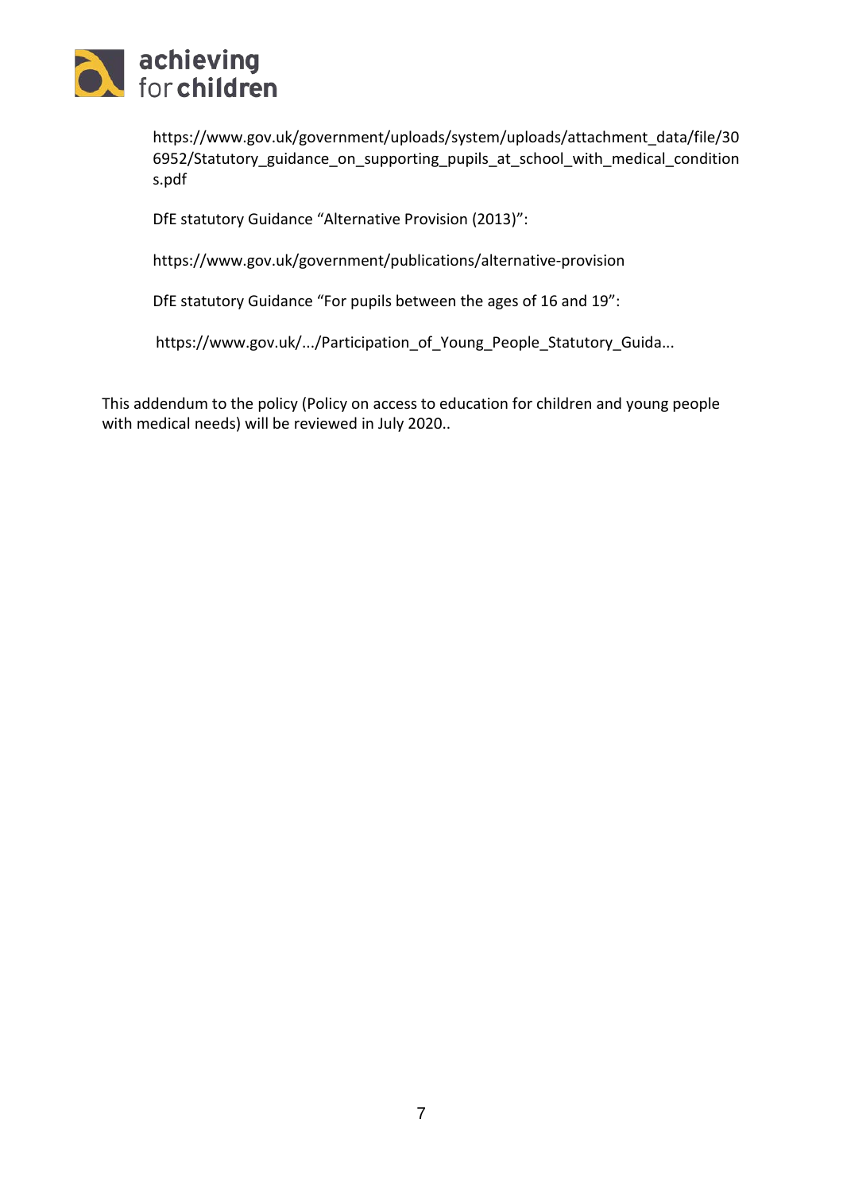https://www.gov.uk/government/uploads/system/uploads/attachment_data/file/306952/Statutory_guidance_on_supporting_pupils_at_school_with_medical_conditions.pdf

DfE statutory Guidance "Alternative Provision (2013)":

https://www.gov.uk/government/publications/alternative-provision

DfE statutory Guidance "For pupils between the ages of 16 and 19":

https://www.gov.uk/.../Participation_of_Young_People_Statutory_Guida...

This addendum to the policy (Policy on access to education for children and young people with medical needs) will be reviewed in July 2020..